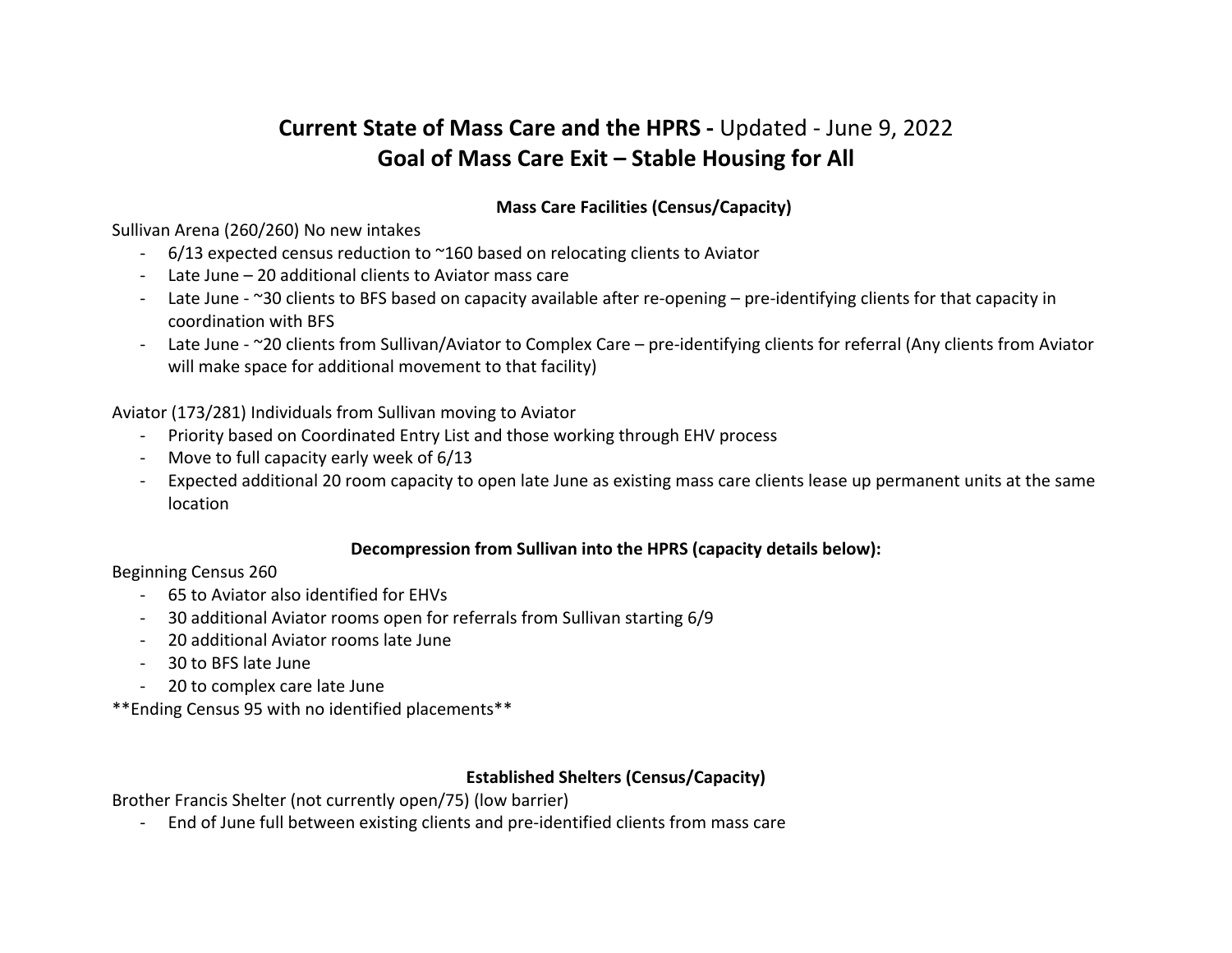# **Current State of Mass Care and the HPRS -** Updated - June 9, 2022
# Goal of Mass Care Exit – Stable Housing for All

### Mass Care Facilities (Census/Capacity)

Sullivan Arena (260/260) No new intakes

- 6/13 expected census reduction to ~160 based on relocating clients to Aviator
- Late June – 20 additional clients to Aviator mass care
- Late June - ~30 clients to BFS based on capacity available after re-opening – pre-identifying clients for that capacity in coordination with BFS
- Late June - ~20 clients from Sullivan/Aviator to Complex Care – pre-identifying clients for referral (Any clients from Aviator will make space for additional movement to that facility)

Aviator (173/281) Individuals from Sullivan moving to Aviator

- Priority based on Coordinated Entry List and those working through EHV process
- Move to full capacity early week of 6/13
- Expected additional 20 room capacity to open late June as existing mass care clients lease up permanent units at the same location

### Decompression from Sullivan into the HPRS (capacity details below):

Beginning Census 260

- 65 to Aviator also identified for EHVs
- 30 additional Aviator rooms open for referrals from Sullivan starting 6/9
- 20 additional Aviator rooms late June
- 30 to BFS late June
- 20 to complex care late June

**Ending Census 95 with no identified placements**

### Established Shelters (Census/Capacity)

Brother Francis Shelter (not currently open/75) (low barrier)

- End of June full between existing clients and pre-identified clients from mass care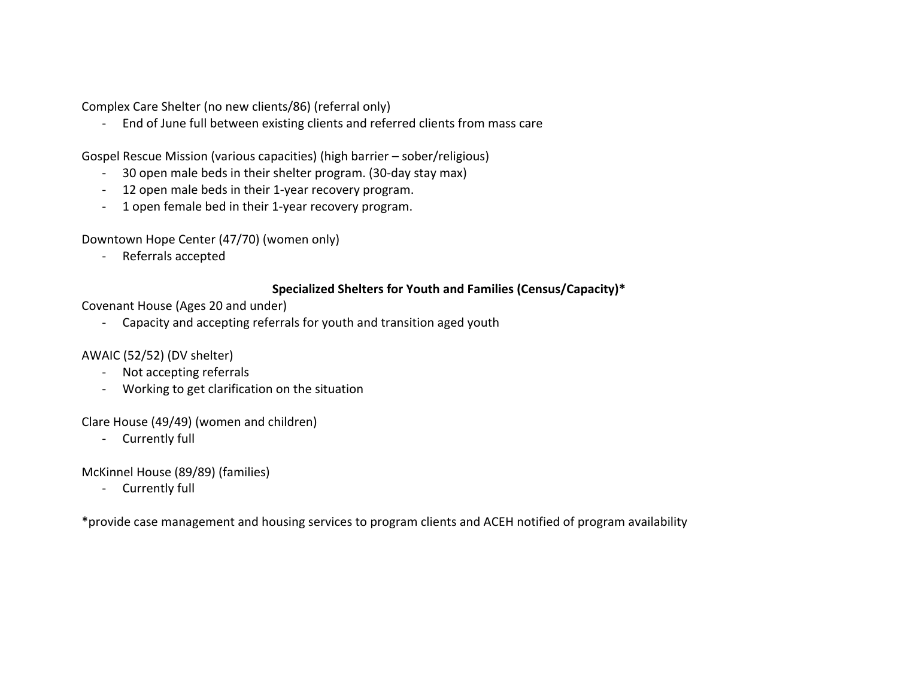Complex Care Shelter (no new clients/86) (referral only)

- End of June full between existing clients and referred clients from mass care

Gospel Rescue Mission (various capacities) (high barrier – sober/religious)

- 30 open male beds in their shelter program. (30-day stay max)
- 12 open male beds in their 1-year recovery program.
- 1 open female bed in their 1-year recovery program.

Downtown Hope Center (47/70) (women only)

- Referrals accepted

**Specialized Shelters for Youth and Families (Census/Capacity)***

Covenant House (Ages 20 and under)

- Capacity and accepting referrals for youth and transition aged youth

AWAIC (52/52) (DV shelter)

- Not accepting referrals
- Working to get clarification on the situation

Clare House (49/49) (women and children)

- Currently full

McKinnel House (89/89) (families)

- Currently full

*provide case management and housing services to program clients and ACEH notified of program availability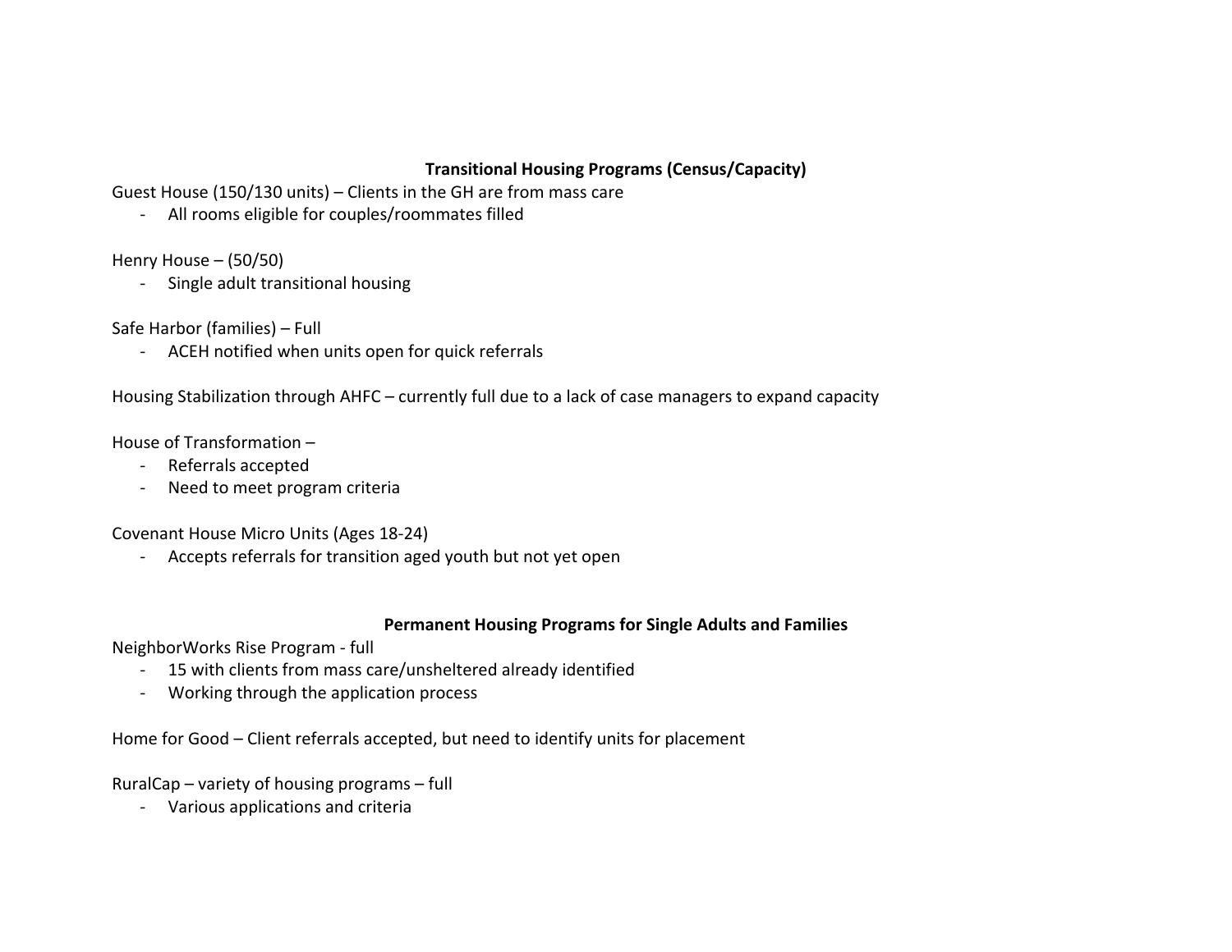## Transitional Housing Programs (Census/Capacity)

Guest House (150/130 units) – Clients in the GH are from mass care

- All rooms eligible for couples/roommates filled

Henry House – (50/50)

- Single adult transitional housing

Safe Harbor (families) – Full

- ACEH notified when units open for quick referrals

Housing Stabilization through AHFC – currently full due to a lack of case managers to expand capacity

House of Transformation –

- Referrals accepted
- Need to meet program criteria

Covenant House Micro Units (Ages 18-24)

- Accepts referrals for transition aged youth but not yet open

## Permanent Housing Programs for Single Adults and Families

NeighborWorks Rise Program - full

- 15 with clients from mass care/unsheltered already identified
- Working through the application process

Home for Good – Client referrals accepted, but need to identify units for placement

RuralCap – variety of housing programs – full

- Various applications and criteria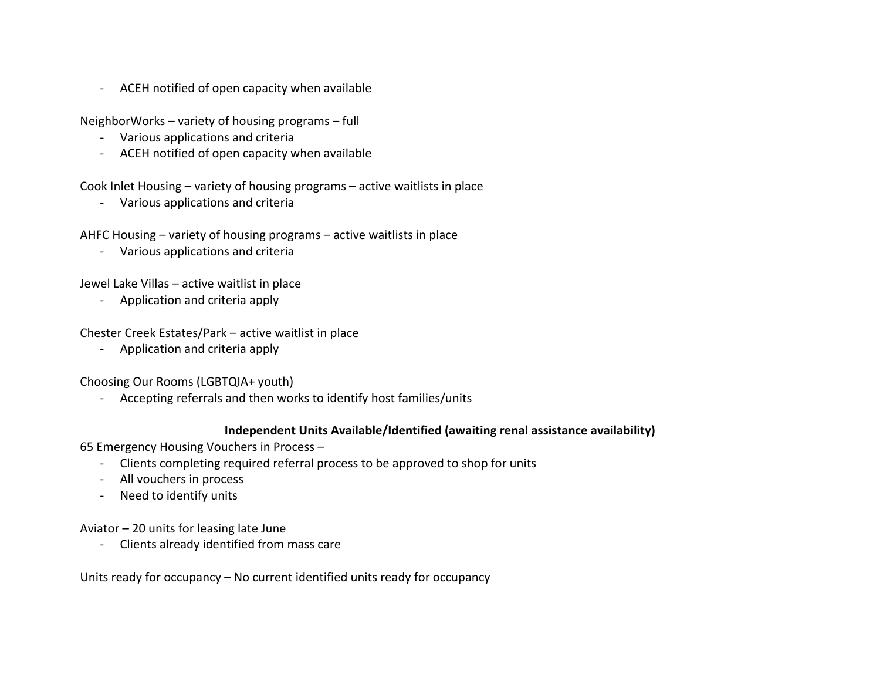- ACEH notified of open capacity when available

NeighborWorks – variety of housing programs – full
- Various applications and criteria
- ACEH notified of open capacity when available

Cook Inlet Housing – variety of housing programs – active waitlists in place
- Various applications and criteria

AHFC Housing – variety of housing programs – active waitlists in place
- Various applications and criteria

Jewel Lake Villas – active waitlist in place
- Application and criteria apply

Chester Creek Estates/Park – active waitlist in place
- Application and criteria apply

Choosing Our Rooms (LGBTQIA+ youth)
- Accepting referrals and then works to identify host families/units

**Independent Units Available/Identified (awaiting renal assistance availability)**

65 Emergency Housing Vouchers in Process –
- Clients completing required referral process to be approved to shop for units
- All vouchers in process
- Need to identify units

Aviator – 20 units for leasing late June
- Clients already identified from mass care

Units ready for occupancy – No current identified units ready for occupancy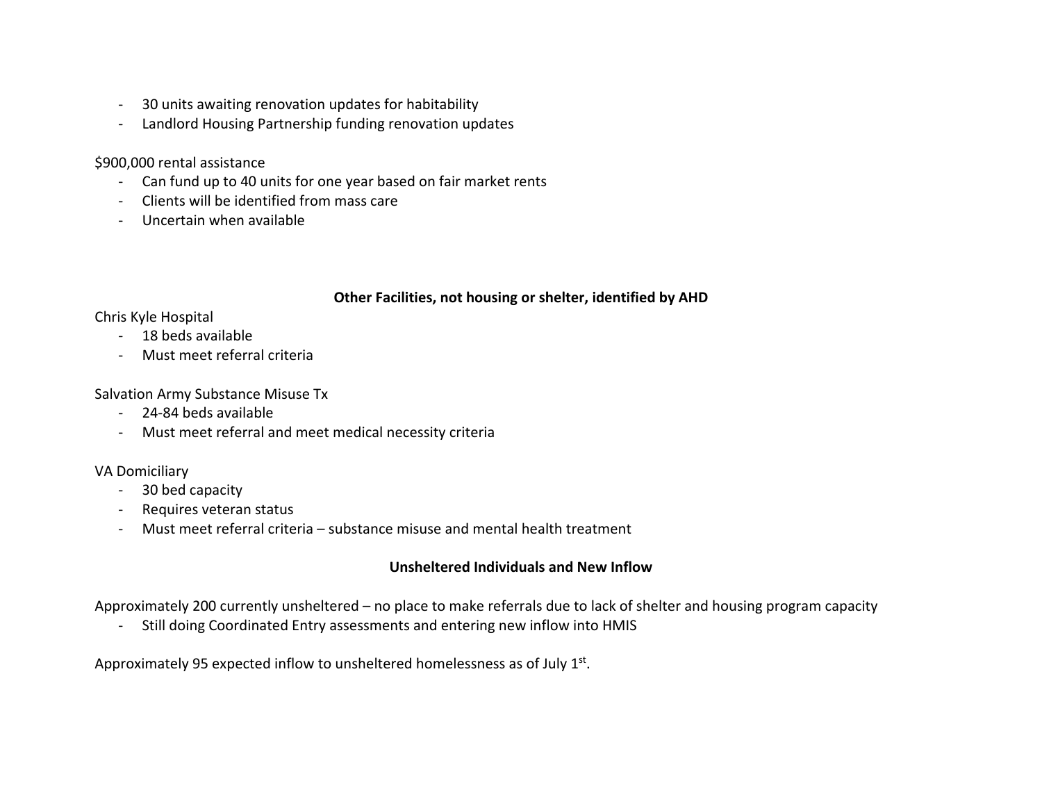- 30 units awaiting renovation updates for habitability
- Landlord Housing Partnership funding renovation updates

$900,000 rental assistance

- Can fund up to 40 units for one year based on fair market rents
- Clients will be identified from mass care
- Uncertain when available

**Other Facilities, not housing or shelter, identified by AHD**

Chris Kyle Hospital

- 18 beds available
- Must meet referral criteria

Salvation Army Substance Misuse Tx

- 24-84 beds available
- Must meet referral and meet medical necessity criteria

VA Domiciliary

- 30 bed capacity
- Requires veteran status
- Must meet referral criteria – substance misuse and mental health treatment

**Unsheltered Individuals and New Inflow**

Approximately 200 currently unsheltered – no place to make referrals due to lack of shelter and housing program capacity

- Still doing Coordinated Entry assessments and entering new inflow into HMIS

Approximately 95 expected inflow to unsheltered homelessness as of July 1st.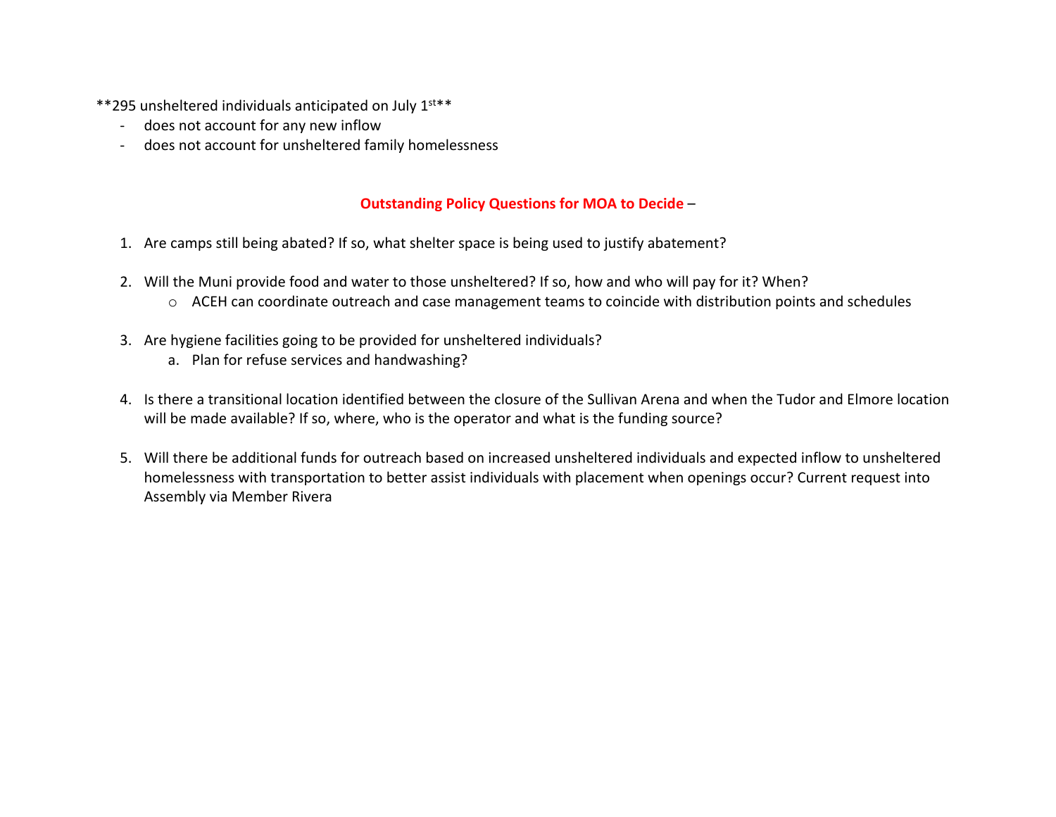**295 unsheltered individuals anticipated on July 1st**

- does not account for any new inflow
- does not account for unsheltered family homelessness

**Outstanding Policy Questions for MOA to Decide** –

1. Are camps still being abated? If so, what shelter space is being used to justify abatement?

2. Will the Muni provide food and water to those unsheltered? If so, how and who will pay for it? When?
   - ACEH can coordinate outreach and case management teams to coincide with distribution points and schedules

3. Are hygiene facilities going to be provided for unsheltered individuals?
   a. Plan for refuse services and handwashing?

4. Is there a transitional location identified between the closure of the Sullivan Arena and when the Tudor and Elmore location will be made available? If so, where, who is the operator and what is the funding source?

5. Will there be additional funds for outreach based on increased unsheltered individuals and expected inflow to unsheltered homelessness with transportation to better assist individuals with placement when openings occur? Current request into Assembly via Member Rivera